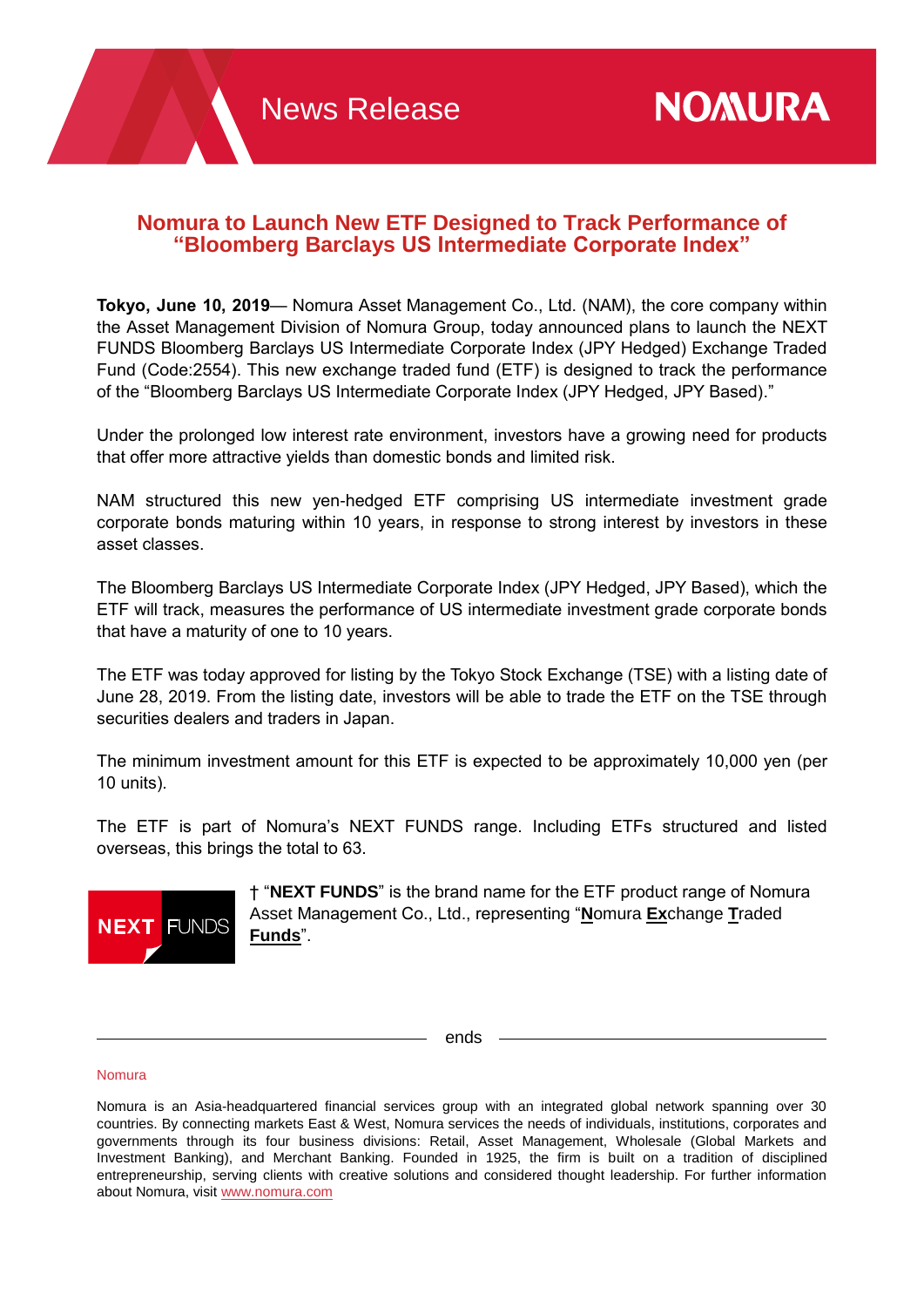News Release

# Nomura to Launch New ETF Designed to Track Performance of "Bloomberg Barclays US Intermediate Corporate Index"

**Tokyo, June 10, 2019**— Nomura Asset Management Co., Ltd. (NAM), the core company within the Asset Management Division of Nomura Group, today announced plans to launch the NEXT FUNDS Bloomberg Barclays US Intermediate Corporate Index (JPY Hedged) Exchange Traded Fund (Code:2554). This new exchange traded fund (ETF) is designed to track the performance of the "Bloomberg Barclays US Intermediate Corporate Index (JPY Hedged, JPY Based)."

Under the prolonged low interest rate environment, investors have a growing need for products that offer more attractive yields than domestic bonds and limited risk.

NAM structured this new yen-hedged ETF comprising US intermediate investment grade corporate bonds maturing within 10 years, in response to strong interest by investors in these asset classes.

The Bloomberg Barclays US Intermediate Corporate Index (JPY Hedged, JPY Based), which the ETF will track, measures the performance of US intermediate investment grade corporate bonds that have a maturity of one to 10 years.

The ETF was today approved for listing by the Tokyo Stock Exchange (TSE) with a listing date of June 28, 2019. From the listing date, investors will be able to trade the ETF on the TSE through securities dealers and traders in Japan.

The minimum investment amount for this ETF is expected to be approximately 10,000 yen (per 10 units).

The ETF is part of Nomura's NEXT FUNDS range. Including ETFs structured and listed overseas, this brings the total to 63.

† "**NEXT FUNDS**" is the brand name for the ETF product range of Nomura Asset Management Co., Ltd., representing "**N**omura **Ex**change **T**raded **Funds**".

ends

Nomura

Nomura is an Asia-headquartered financial services group with an integrated global network spanning over 30 countries. By connecting markets East & West, Nomura services the needs of individuals, institutions, corporates and governments through its four business divisions: Retail, Asset Management, Wholesale (Global Markets and Investment Banking), and Merchant Banking. Founded in 1925, the firm is built on a tradition of disciplined entrepreneurship, serving clients with creative solutions and considered thought leadership. For further information about Nomura, visit www.nomura.com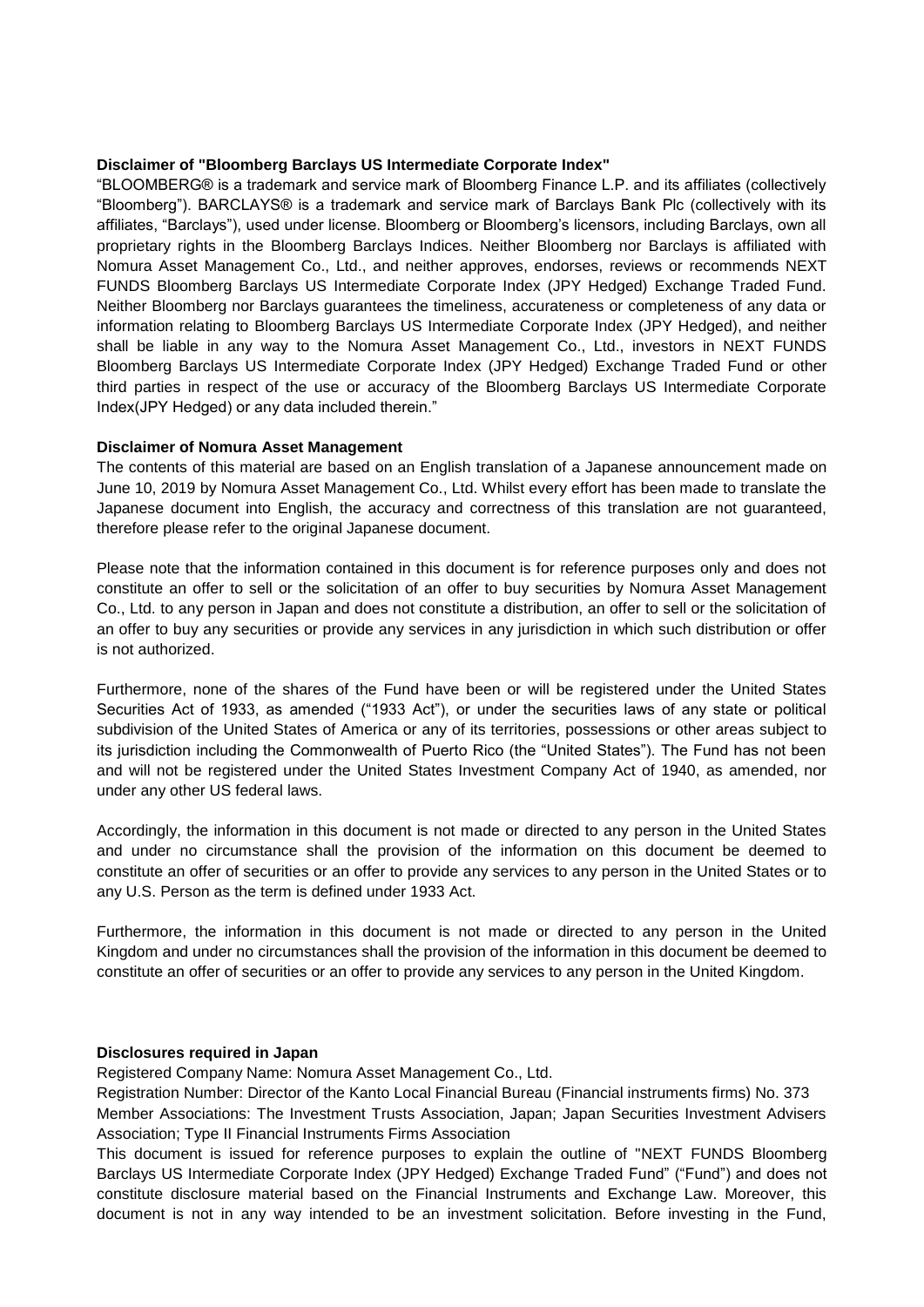**Disclaimer of "Bloomberg Barclays US Intermediate Corporate Index"**

"BLOOMBERG® is a trademark and service mark of Bloomberg Finance L.P. and its affiliates (collectively "Bloomberg"). BARCLAYS® is a trademark and service mark of Barclays Bank Plc (collectively with its affiliates, "Barclays"), used under license. Bloomberg or Bloomberg's licensors, including Barclays, own all proprietary rights in the Bloomberg Barclays Indices. Neither Bloomberg nor Barclays is affiliated with Nomura Asset Management Co., Ltd., and neither approves, endorses, reviews or recommends NEXT FUNDS Bloomberg Barclays US Intermediate Corporate Index (JPY Hedged) Exchange Traded Fund. Neither Bloomberg nor Barclays guarantees the timeliness, accurateness or completeness of any data or information relating to Bloomberg Barclays US Intermediate Corporate Index (JPY Hedged), and neither shall be liable in any way to the Nomura Asset Management Co., Ltd., investors in NEXT FUNDS Bloomberg Barclays US Intermediate Corporate Index (JPY Hedged) Exchange Traded Fund or other third parties in respect of the use or accuracy of the Bloomberg Barclays US Intermediate Corporate Index(JPY Hedged) or any data included therein."

**Disclaimer of Nomura Asset Management**

The contents of this material are based on an English translation of a Japanese announcement made on June 10, 2019 by Nomura Asset Management Co., Ltd. Whilst every effort has been made to translate the Japanese document into English, the accuracy and correctness of this translation are not guaranteed, therefore please refer to the original Japanese document.

Please note that the information contained in this document is for reference purposes only and does not constitute an offer to sell or the solicitation of an offer to buy securities by Nomura Asset Management Co., Ltd. to any person in Japan and does not constitute a distribution, an offer to sell or the solicitation of an offer to buy any securities or provide any services in any jurisdiction in which such distribution or offer is not authorized.

Furthermore, none of the shares of the Fund have been or will be registered under the United States Securities Act of 1933, as amended ("1933 Act"), or under the securities laws of any state or political subdivision of the United States of America or any of its territories, possessions or other areas subject to its jurisdiction including the Commonwealth of Puerto Rico (the "United States"). The Fund has not been and will not be registered under the United States Investment Company Act of 1940, as amended, nor under any other US federal laws.

Accordingly, the information in this document is not made or directed to any person in the United States and under no circumstance shall the provision of the information on this document be deemed to constitute an offer of securities or an offer to provide any services to any person in the United States or to any U.S. Person as the term is defined under 1933 Act.

Furthermore, the information in this document is not made or directed to any person in the United Kingdom and under no circumstances shall the provision of the information in this document be deemed to constitute an offer of securities or an offer to provide any services to any person in the United Kingdom.

**Disclosures required in Japan**

Registered Company Name: Nomura Asset Management Co., Ltd.
Registration Number: Director of the Kanto Local Financial Bureau (Financial instruments firms) No. 373
Member Associations: The Investment Trusts Association, Japan; Japan Securities Investment Advisers Association; Type II Financial Instruments Firms Association
This document is issued for reference purposes to explain the outline of "NEXT FUNDS Bloomberg Barclays US Intermediate Corporate Index (JPY Hedged) Exchange Traded Fund" ("Fund") and does not constitute disclosure material based on the Financial Instruments and Exchange Law. Moreover, this document is not in any way intended to be an investment solicitation. Before investing in the Fund,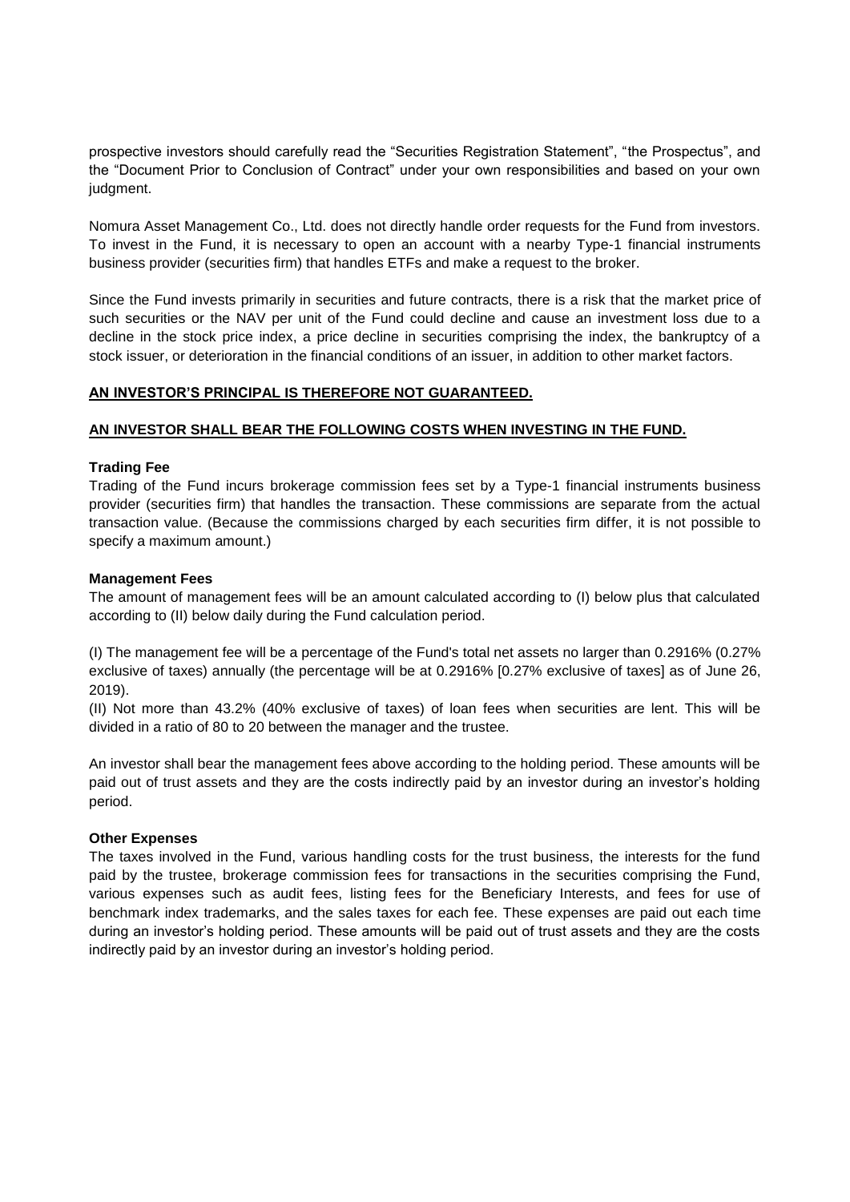prospective investors should carefully read the "Securities Registration Statement", "the Prospectus", and the "Document Prior to Conclusion of Contract" under your own responsibilities and based on your own judgment.

Nomura Asset Management Co., Ltd. does not directly handle order requests for the Fund from investors. To invest in the Fund, it is necessary to open an account with a nearby Type-1 financial instruments business provider (securities firm) that handles ETFs and make a request to the broker.

Since the Fund invests primarily in securities and future contracts, there is a risk that the market price of such securities or the NAV per unit of the Fund could decline and cause an investment loss due to a decline in the stock price index, a price decline in securities comprising the index, the bankruptcy of a stock issuer, or deterioration in the financial conditions of an issuer, in addition to other market factors.

**AN INVESTOR'S PRINCIPAL IS THEREFORE NOT GUARANTEED.**

**AN INVESTOR SHALL BEAR THE FOLLOWING COSTS WHEN INVESTING IN THE FUND.**

**Trading Fee**

Trading of the Fund incurs brokerage commission fees set by a Type-1 financial instruments business provider (securities firm) that handles the transaction. These commissions are separate from the actual transaction value. (Because the commissions charged by each securities firm differ, it is not possible to specify a maximum amount.)

**Management Fees**

The amount of management fees will be an amount calculated according to (I) below plus that calculated according to (II) below daily during the Fund calculation period.

(I) The management fee will be a percentage of the Fund's total net assets no larger than 0.2916% (0.27% exclusive of taxes) annually (the percentage will be at 0.2916% [0.27% exclusive of taxes] as of June 26, 2019).

(II) Not more than 43.2% (40% exclusive of taxes) of loan fees when securities are lent. This will be divided in a ratio of 80 to 20 between the manager and the trustee.

An investor shall bear the management fees above according to the holding period. These amounts will be paid out of trust assets and they are the costs indirectly paid by an investor during an investor's holding period.

**Other Expenses**

The taxes involved in the Fund, various handling costs for the trust business, the interests for the fund paid by the trustee, brokerage commission fees for transactions in the securities comprising the Fund, various expenses such as audit fees, listing fees for the Beneficiary Interests, and fees for use of benchmark index trademarks, and the sales taxes for each fee. These expenses are paid out each time during an investor's holding period. These amounts will be paid out of trust assets and they are the costs indirectly paid by an investor during an investor's holding period.